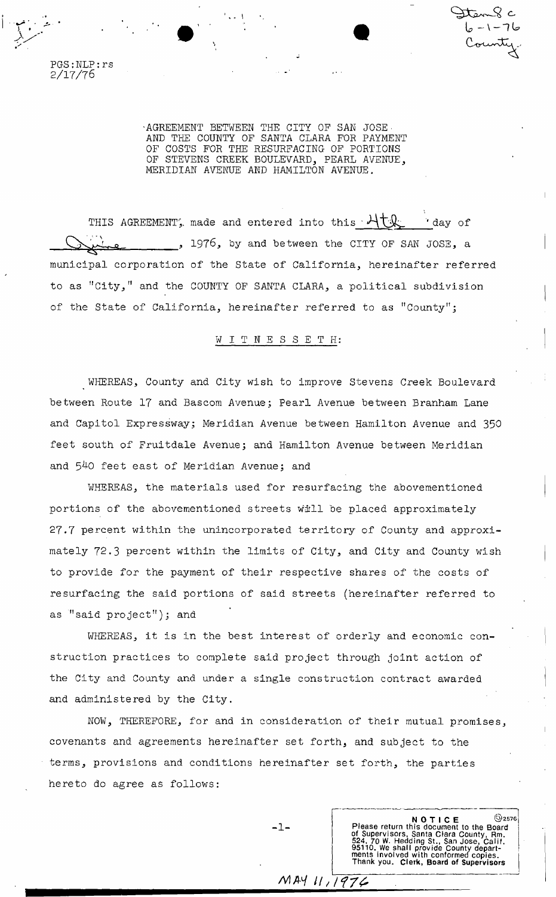Item 8 c
6-1-76
County

PGS:NLP:rs
2/17/76

AGREEMENT BETWEEN THE CITY OF SAN JOSE AND THE COUNTY OF SANTA CLARA FOR PAYMENT OF COSTS FOR THE RESURFACING OF PORTIONS OF STEVENS CREEK BOULEVARD, PEARL AVENUE, MERIDIAN AVENUE AND HAMILTON AVENUE.

THIS AGREEMENT, made and entered into this 4th day of June, 1976, by and between the CITY OF SAN JOSE, a municipal corporation of the State of California, hereinafter referred to as "City," and the COUNTY OF SANTA CLARA, a political subdivision of the State of California, hereinafter referred to as "County";

W I T N E S S E T H:

WHEREAS, County and City wish to improve Stevens Creek Boulevard between Route 17 and Bascom Avenue; Pearl Avenue between Branham Lane and Capitol Expressway; Meridian Avenue between Hamilton Avenue and 350 feet south of Fruitdale Avenue; and Hamilton Avenue between Meridian and 540 feet east of Meridian Avenue; and

WHEREAS, the materials used for resurfacing the abovementioned portions of the abovementioned streets will be placed approximately 27.7 percent within the unincorporated territory of County and approximately 72.3 percent within the limits of City, and City and County wish to provide for the payment of their respective shares of the costs of resurfacing the said portions of said streets (hereinafter referred to as "said project"); and

WHEREAS, it is in the best interest of orderly and economic construction practices to complete said project through joint action of the City and County and under a single construction contract awarded and administered by the City.

NOW, THEREFORE, for and in consideration of their mutual promises, covenants and agreements hereinafter set forth, and subject to the terms, provisions and conditions hereinafter set forth, the parties hereto do agree as follows:

NOTICE
Please return this document to the Board of Supervisors, Santa Clara County, Rm. 524, 70 W. Hedding St., San Jose, Calif. 95110. We shall provide County departments involved with conformed copies. Thank you. Clerk, Board of Supervisors

MAY 11, 1976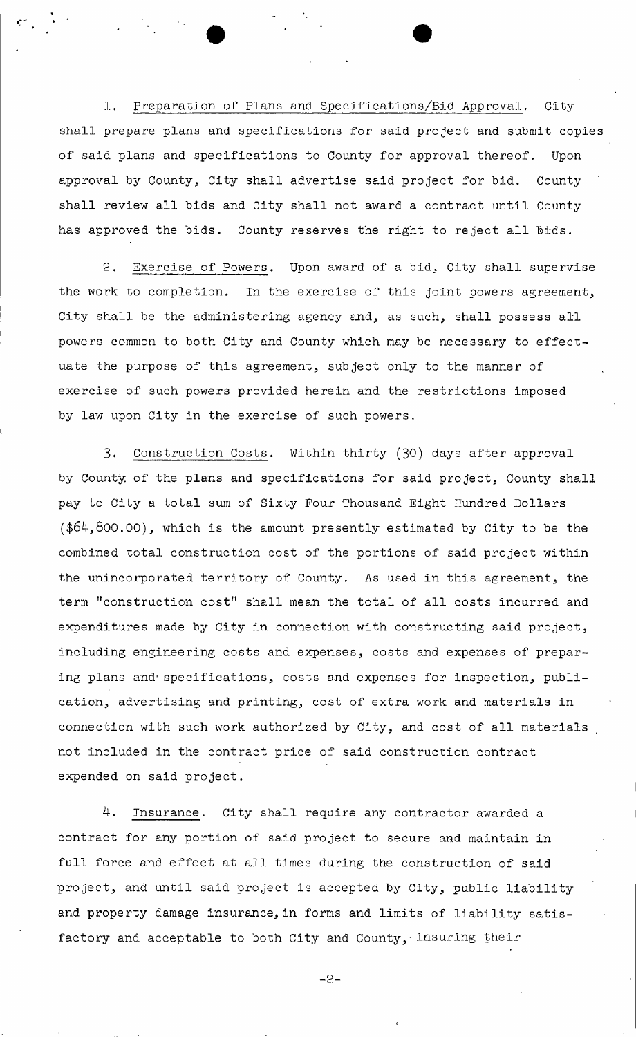1. Preparation of Plans and Specifications/Bid Approval. City shall prepare plans and specifications for said project and submit copies of said plans and specifications to County for approval thereof. Upon approval by County, City shall advertise said project for bid. County shall review all bids and City shall not award a contract until County has approved the bids. County reserves the right to reject all bids.

2. Exercise of Powers. Upon award of a bid, City shall supervise the work to completion. In the exercise of this joint powers agreement, City shall be the administering agency and, as such, shall possess all powers common to both City and County which may be necessary to effectuate the purpose of this agreement, subject only to the manner of exercise of such powers provided herein and the restrictions imposed by law upon City in the exercise of such powers.

3. Construction Costs. Within thirty (30) days after approval by County of the plans and specifications for said project, County shall pay to City a total sum of Sixty Four Thousand Eight Hundred Dollars ($64,800.00), which is the amount presently estimated by City to be the combined total construction cost of the portions of said project within the unincorporated territory of County. As used in this agreement, the term "construction cost" shall mean the total of all costs incurred and expenditures made by City in connection with constructing said project, including engineering costs and expenses, costs and expenses of preparing plans and specifications, costs and expenses for inspection, publication, advertising and printing, cost of extra work and materials in connection with such work authorized by City, and cost of all materials not included in the contract price of said construction contract expended on said project.

4. Insurance. City shall require any contractor awarded a contract for any portion of said project to secure and maintain in full force and effect at all times during the construction of said project, and until said project is accepted by City, public liability and property damage insurance, in forms and limits of liability satisfactory and acceptable to both City and County, insuring their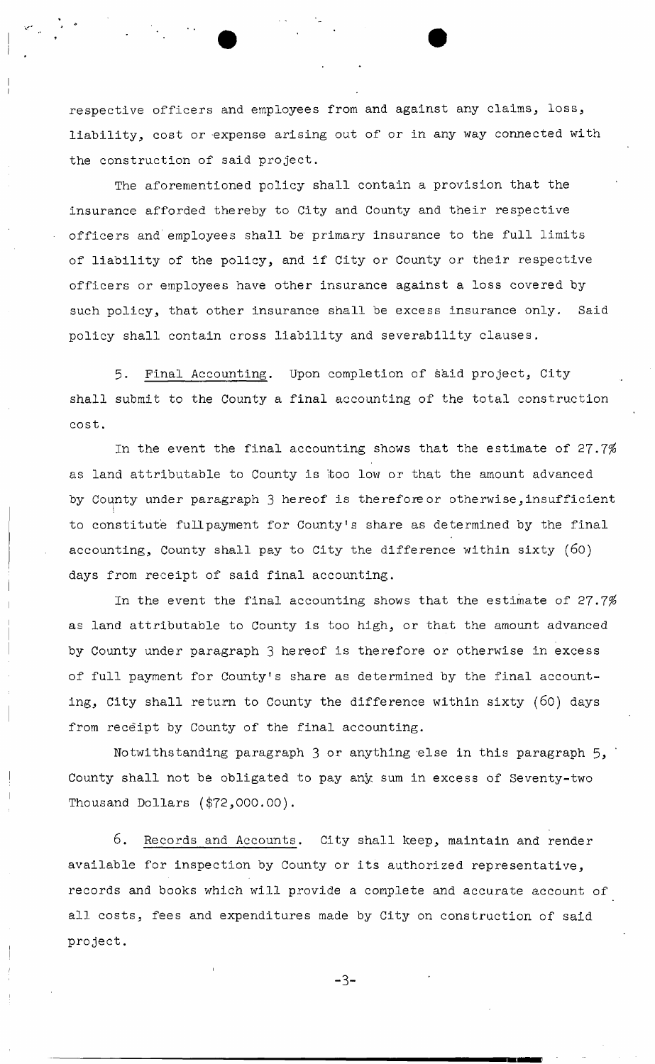respective officers and employees from and against any claims, loss, liability, cost or expense arising out of or in any way connected with the construction of said project.

The aforementioned policy shall contain a provision that the insurance afforded thereby to City and County and their respective officers and employees shall be primary insurance to the full limits of liability of the policy, and if City or County or their respective officers or employees have other insurance against a loss covered by such policy, that other insurance shall be excess insurance only. Said policy shall contain cross liability and severability clauses.

5. Final Accounting. Upon completion of said project, City shall submit to the County a final accounting of the total construction cost.

In the event the final accounting shows that the estimate of 27.7% as land attributable to County is too low or that the amount advanced by County under paragraph 3 hereof is therefore or otherwise, insufficient to constitute full payment for County's share as determined by the final accounting, County shall pay to City the difference within sixty (60) days from receipt of said final accounting.

In the event the final accounting shows that the estimate of 27.7% as land attributable to County is too high, or that the amount advanced by County under paragraph 3 hereof is therefore or otherwise in excess of full payment for County's share as determined by the final accounting, City shall return to County the difference within sixty (60) days from receipt by County of the final accounting.

Notwithstanding paragraph 3 or anything else in this paragraph 5, County shall not be obligated to pay any sum in excess of Seventy-two Thousand Dollars ($72,000.00).

6. Records and Accounts. City shall keep, maintain and render available for inspection by County or its authorized representative, records and books which will provide a complete and accurate account of all costs, fees and expenditures made by City on construction of said project.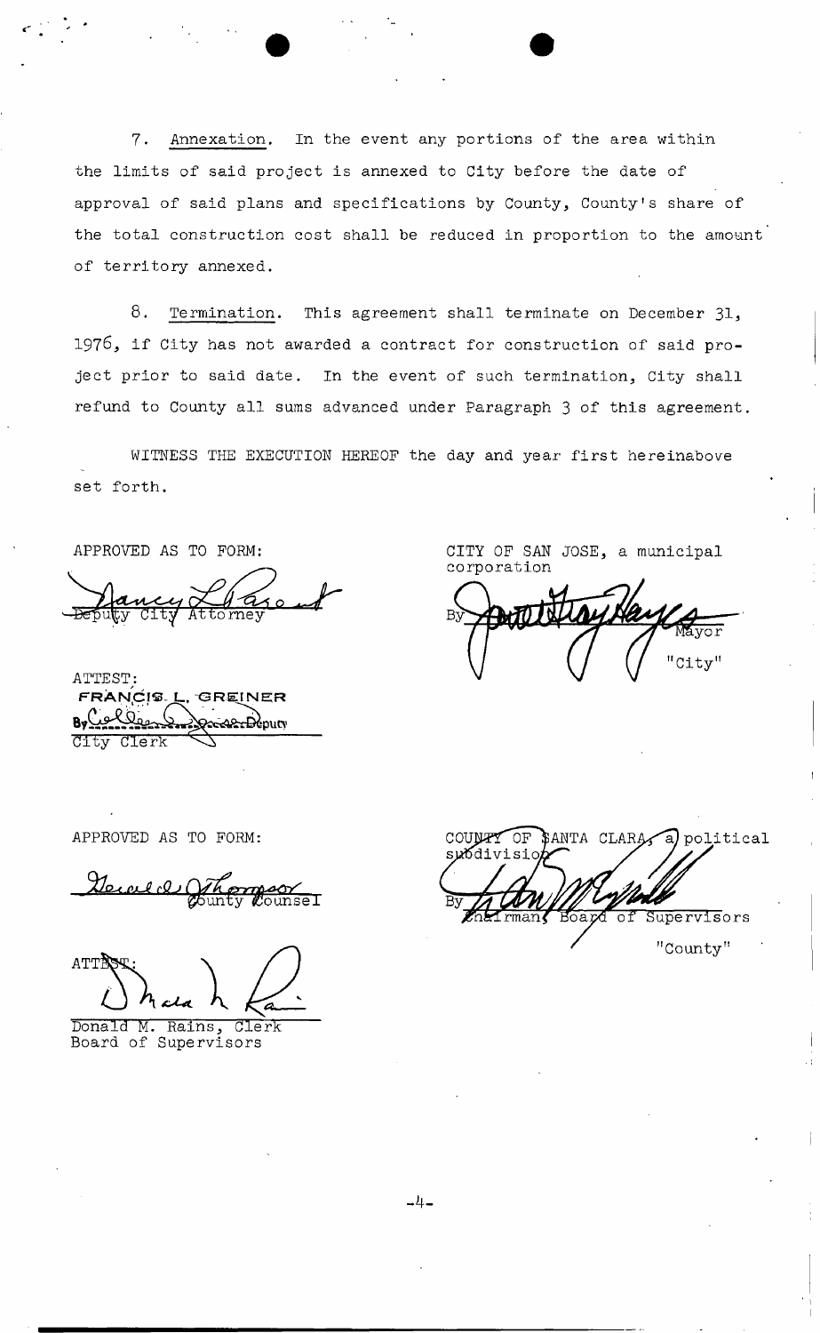7. Annexation. In the event any portions of the area within the limits of said project is annexed to City before the date of approval of said plans and specifications by County, County's share of the total construction cost shall be reduced in proportion to the amount of territory annexed.

8. Termination. This agreement shall terminate on December 31, 1976, if City has not awarded a contract for construction of said project prior to said date. In the event of such termination, City shall refund to County all sums advanced under Paragraph 3 of this agreement.

WITNESS THE EXECUTION HEREOF the day and year first hereinabove set forth.

APPROVED AS TO FORM:

Nancy L. Gasont
Deputy City Attorney

ATTEST:
FRANCIS L. GREINER
By ____________ Deputy
City Clerk

CITY OF SAN JOSE, a municipal corporation

By ____________
Mayor

"City"

APPROVED AS TO FORM:

____________
County Counsel

ATTEST:

____________
Donald M. Rains, Clerk
Board of Supervisors

COUNTY OF SANTA CLARA, a political subdivision

By ____________
Chairman, Board of Supervisors

"County"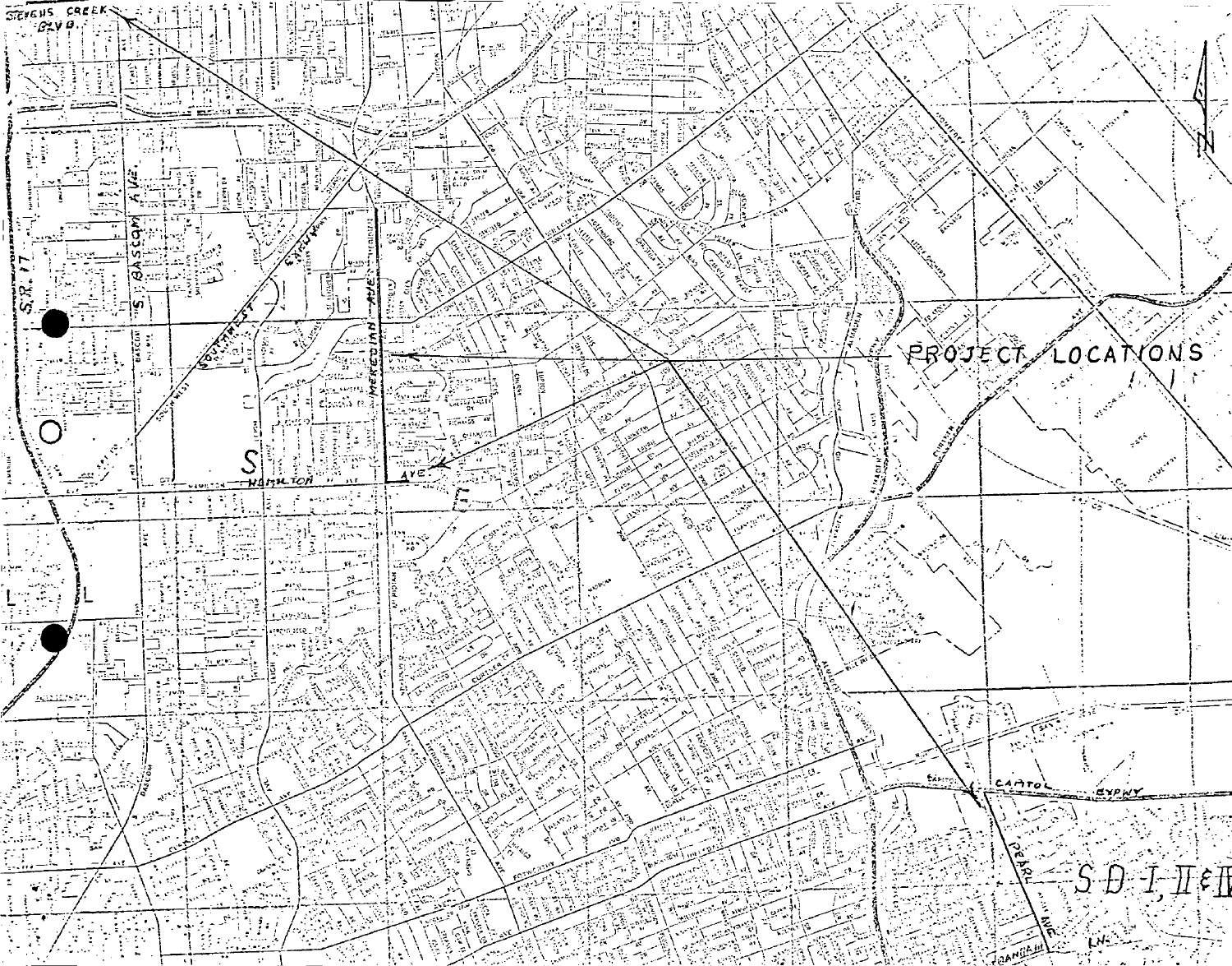PROJECT LOCATIONS

SD-I, II & III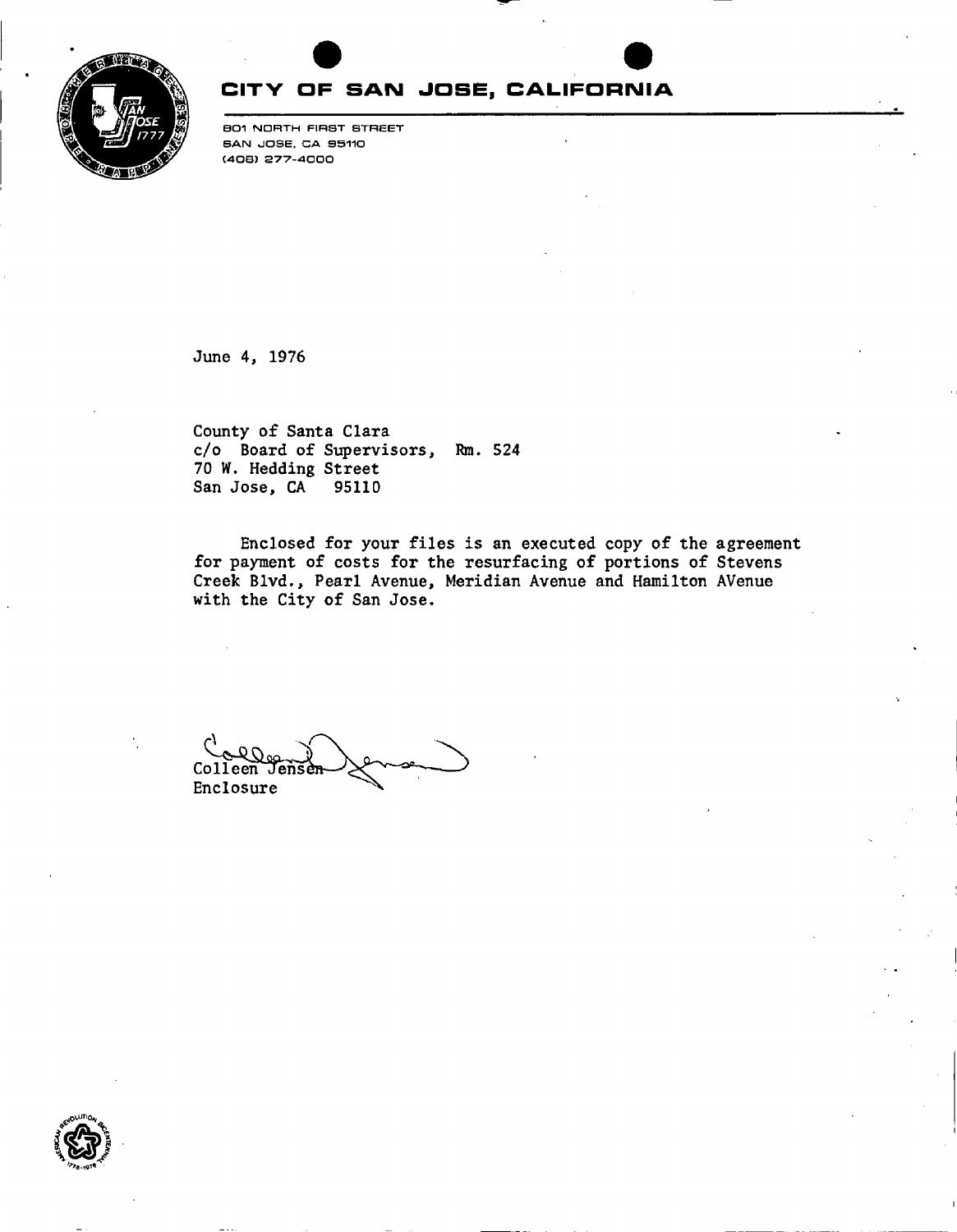# CITY OF SAN JOSE, CALIFORNIA

801 NORTH FIRST STREET
SAN JOSE, CA 95110
(408) 277-4000

June 4, 1976

County of Santa Clara
c/o Board of Supervisors, Rm. 524
70 W. Hedding Street
San Jose, CA 95110

Enclosed for your files is an executed copy of the agreement for payment of costs for the resurfacing of portions of Stevens Creek Blvd., Pearl Avenue, Meridian Avenue and Hamilton AVenue with the City of San Jose.

Colleen Jensen
Enclosure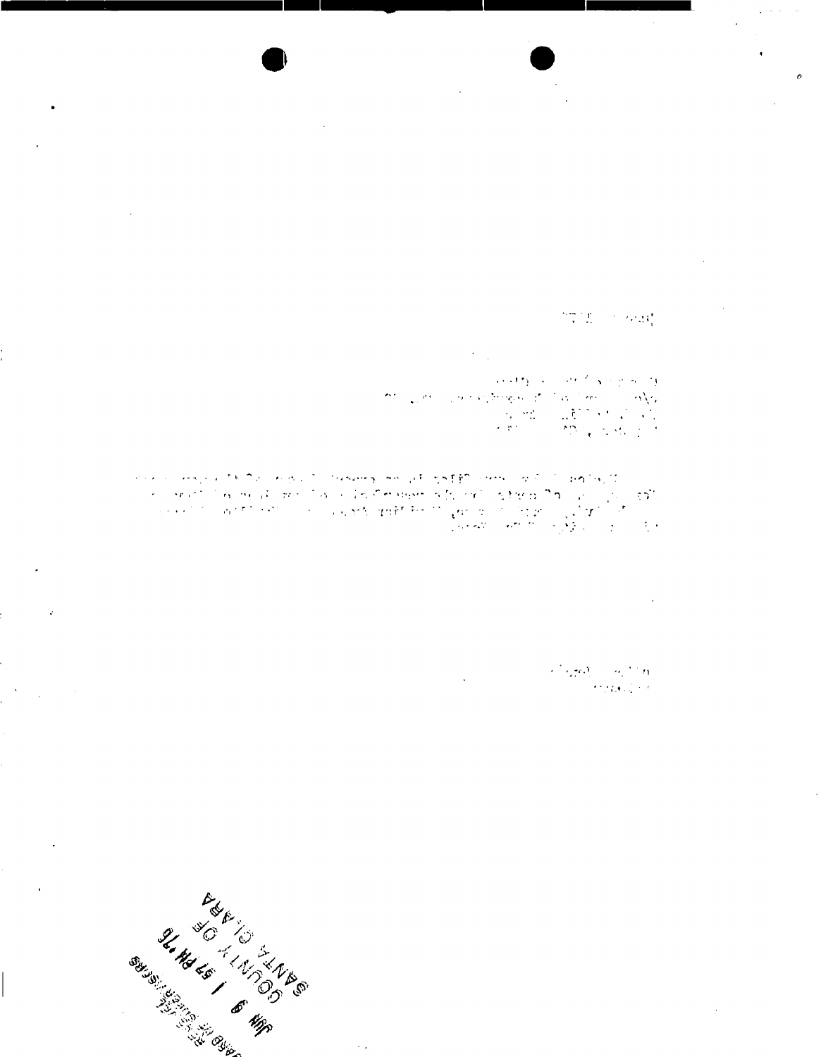COUNTY OF SANTA CLARA

JUN 9 1 57 PM '76

BOARD OF SUPERVISORS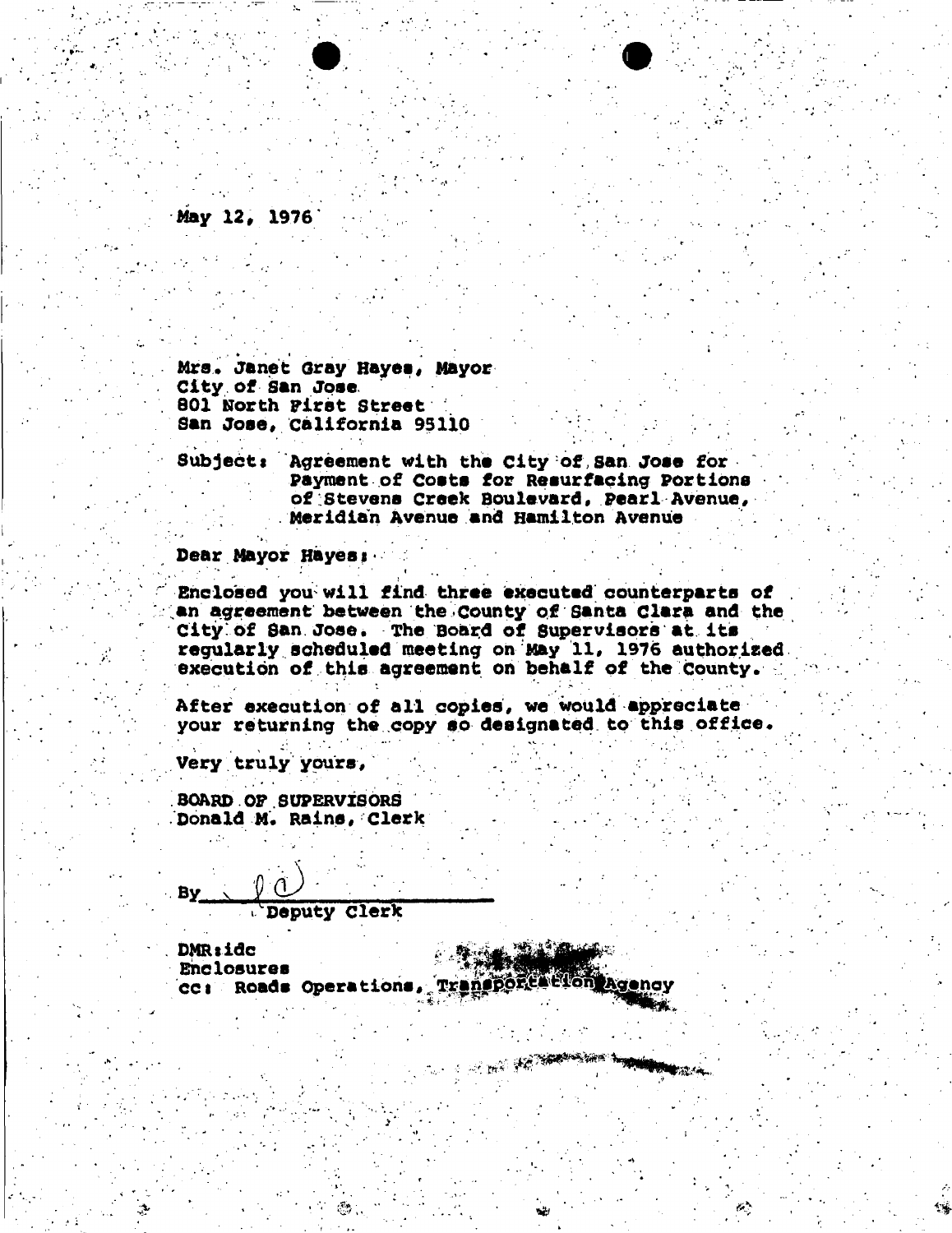May 12, 1976

Mrs. Janet Gray Hayes, Mayor
City of San Jose
801 North First Street
San Jose, California 95110

Subject: Agreement with the City of San Jose for Payment of Costs for Resurfacing Portions of Stevens Creek Boulevard, Pearl Avenue, Meridian Avenue and Hamilton Avenue

Dear Mayor Hayes:

Enclosed you will find three executed counterparts of an agreement between the County of Santa Clara and the City of San Jose. The Board of Supervisors at its regularly scheduled meeting on May 11, 1976 authorized execution of this agreement on behalf of the County.

After execution of all copies, we would appreciate your returning the copy so designated to this office.

Very truly yours,

BOARD OF SUPERVISORS
Donald M. Rains, Clerk

By\_\_\_\_\_\_\_\_\_\_\_\_\_\_\_\_\_\_\_\_
Deputy Clerk

DMR:idc
Enclosures
cc: Roads Operations, Transportation Agency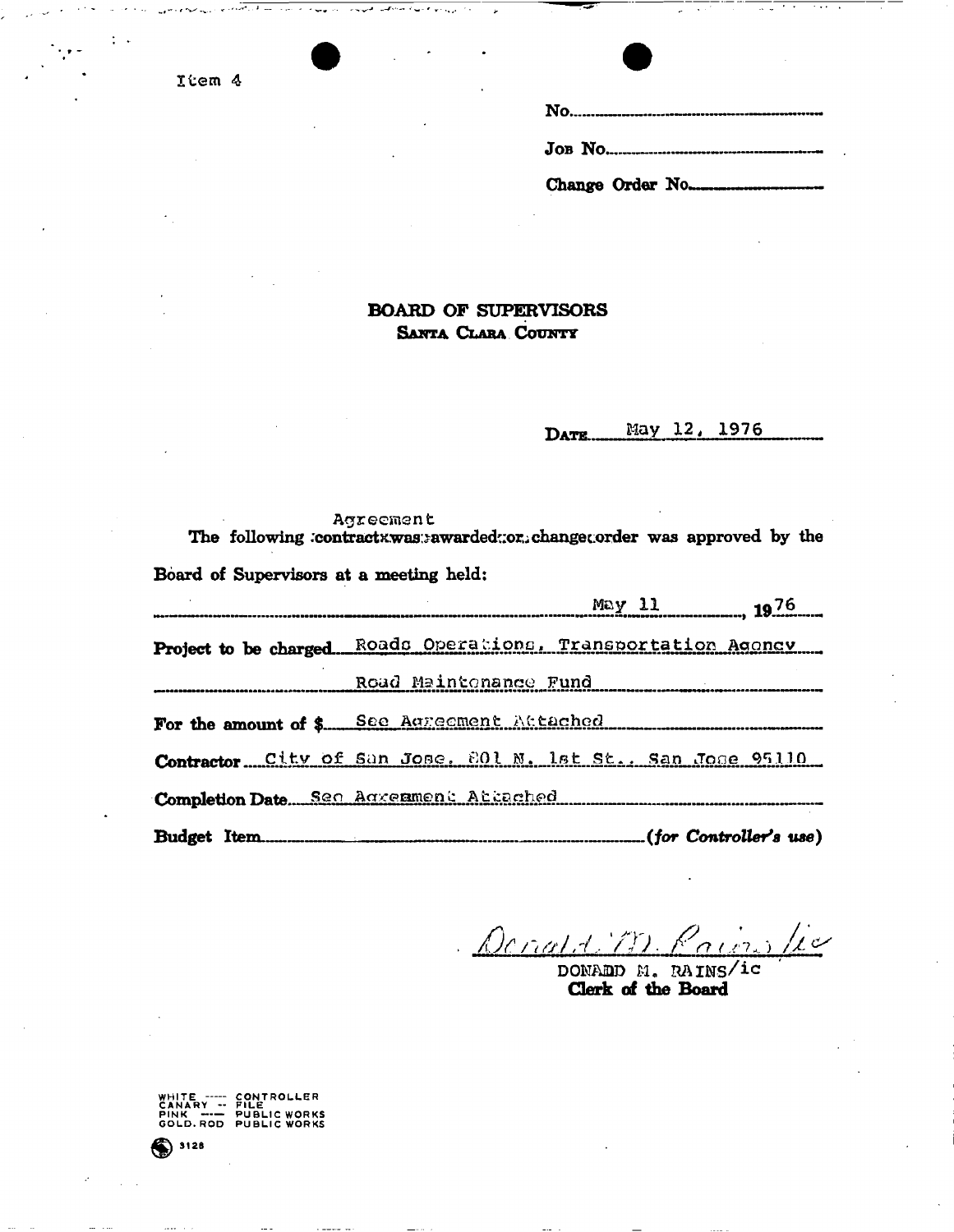Item 4

No.

Job No.

Change Order No.

**BOARD OF SUPERVISORS**
**Santa Clara County**

Date May 12, 1976

The following ~~contract was awarded or change order~~ Agreement was approved by the Board of Supervisors at a meeting held:

May 11, 1976

**Project to be charged** Roads Operations, Transportation Agency Road Maintenance Fund

**For the amount of $** See Agreement Attached

**Contractor** City of San Jose, 801 N. 1st St., San Jose 95110

**Completion Date** See Agreement Attached

**Budget Item** *(for Controller's use)*

Donald M. Rains/ic

DONADD M. RAINS/ic
**Clerk of the Board**

WHITE ----- CONTROLLER
CANARY -- FILE
PINK ----- PUBLIC WORKS
GOLD.ROD PUBLIC WORKS

3128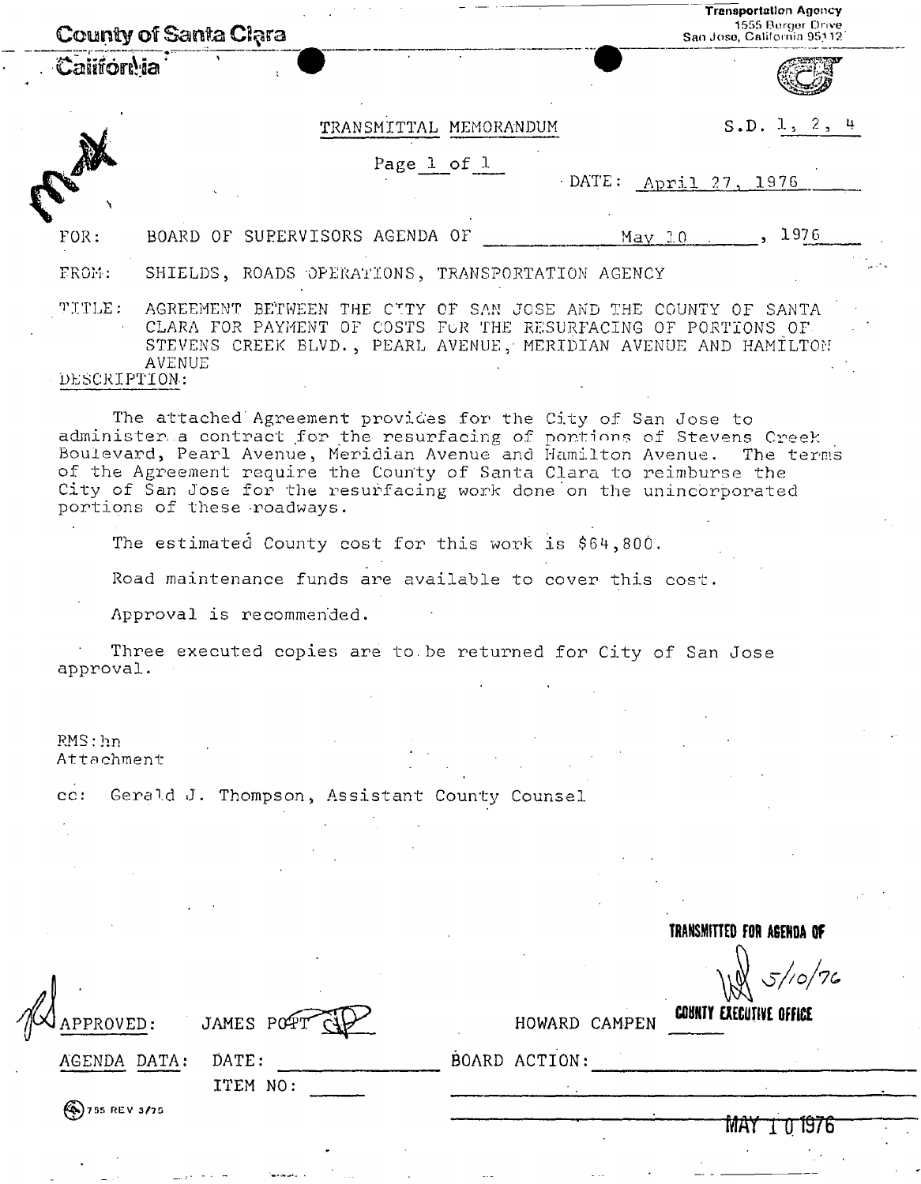County of Santa Clara
California

Transportation Agency
1555 Berger Drive
San Jose, California 95112

TRANSMITTAL MEMORANDUM

S.D. 1, 2, 4

Page 1 of 1

DATE: April 27, 1976

FOR: BOARD OF SUPERVISORS AGENDA OF May 10, 1976

FROM: SHIELDS, ROADS OPERATIONS, TRANSPORTATION AGENCY

TITLE: AGREEMENT BETWEEN THE CITY OF SAN JOSE AND THE COUNTY OF SANTA CLARA FOR PAYMENT OF COSTS FOR THE RESURFACING OF PORTIONS OF STEVENS CREEK BLVD., PEARL AVENUE, MERIDIAN AVENUE AND HAMILTON AVENUE

DESCRIPTION:

The attached Agreement provides for the City of San Jose to administer a contract for the resurfacing of portions of Stevens Creek Boulevard, Pearl Avenue, Meridian Avenue and Hamilton Avenue. The terms of the Agreement require the County of Santa Clara to reimburse the City of San Jose for the resurfacing work done on the unincorporated portions of these roadways.

The estimated County cost for this work is $64,800.

Road maintenance funds are available to cover this cost.

Approval is recommended.

Three executed copies are to be returned for City of San Jose approval.

RMS:hn
Attachment

cc: Gerald J. Thompson, Assistant County Counsel

TRANSMITTED FOR AGENDA OF
5/10/76
COUNTY EXECUTIVE OFFICE

APPROVED: JAMES POTT

HOWARD CAMPEN

AGENDA DATA: DATE:

ITEM NO:

BOARD ACTION:

755 REV 3/75

MAY 10 1976